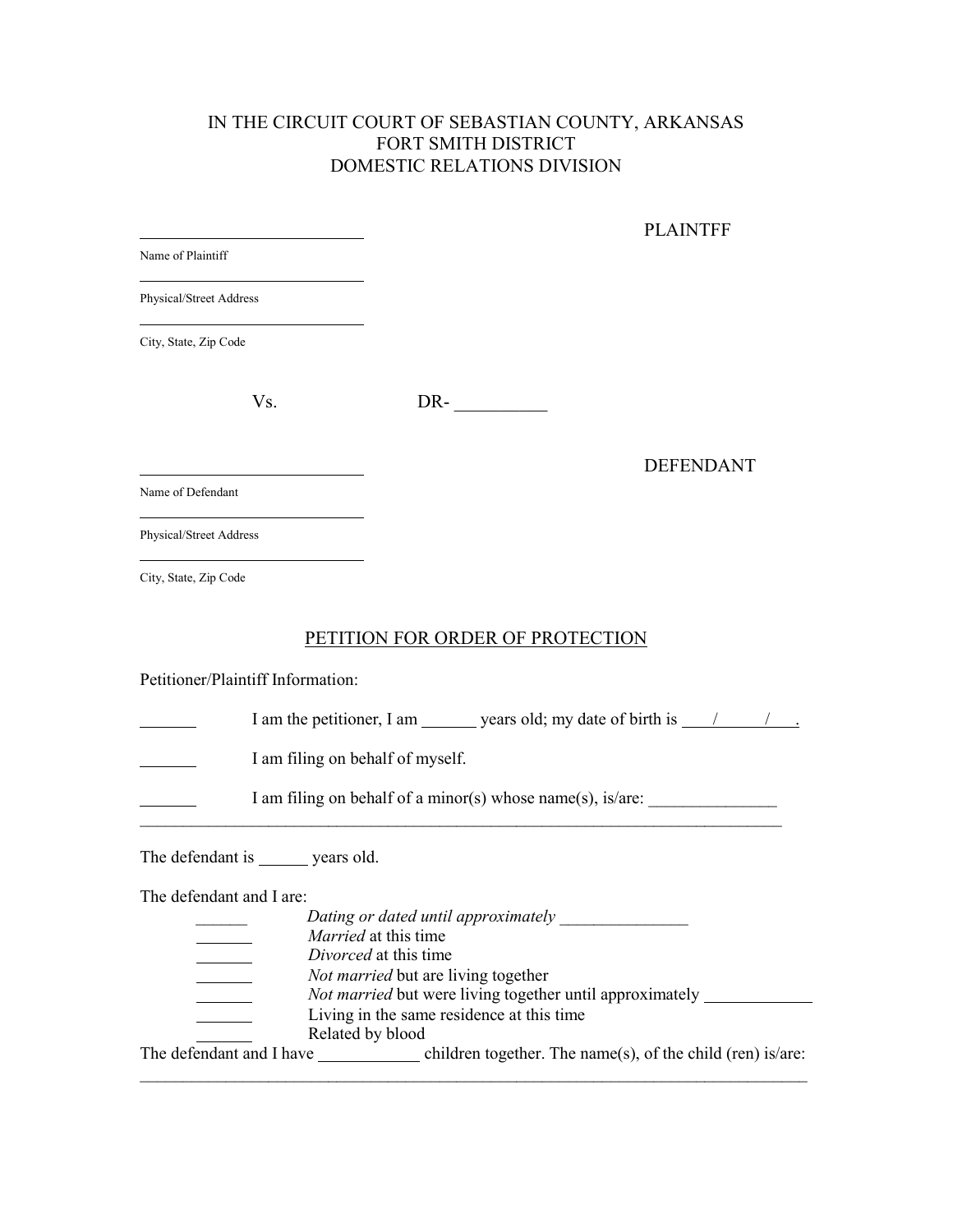IN THE CIRCUIT COURT OF SEBASTIAN COUNTY, ARKANSAS
FORT SMITH DISTRICT
DOMESTIC RELATIONS DIVISION

______________________________ PLAINTFF
Name of Plaintiff

______________________________
Physical/Street Address

______________________________
City, State, Zip Code

Vs. DR- __________

______________________________ DEFENDANT
Name of Defendant

______________________________
Physical/Street Address

______________________________
City, State, Zip Code

PETITION FOR ORDER OF PROTECTION

Petitioner/Plaintiff Information:

_______ I am the petitioner, I am ______ years old; my date of birth is ____/_____/___.

_______ I am filing on behalf of myself.

_______ I am filing on behalf of a minor(s) whose name(s), is/are: _______________
______________________________________________________________________________

The defendant is ______ years old.

The defendant and I are:

______ *Dating or dated until approximately* _______________
_______ *Married* at this time
_______ *Divorced* at this time
_______ *Not married* but are living together
_______ *Not married* but were living together until approximately _____________
_______ Living in the same residence at this time
_______ Related by blood

The defendant and I have ____________ children together. The name(s), of the child (ren) is/are:
______________________________________________________________________________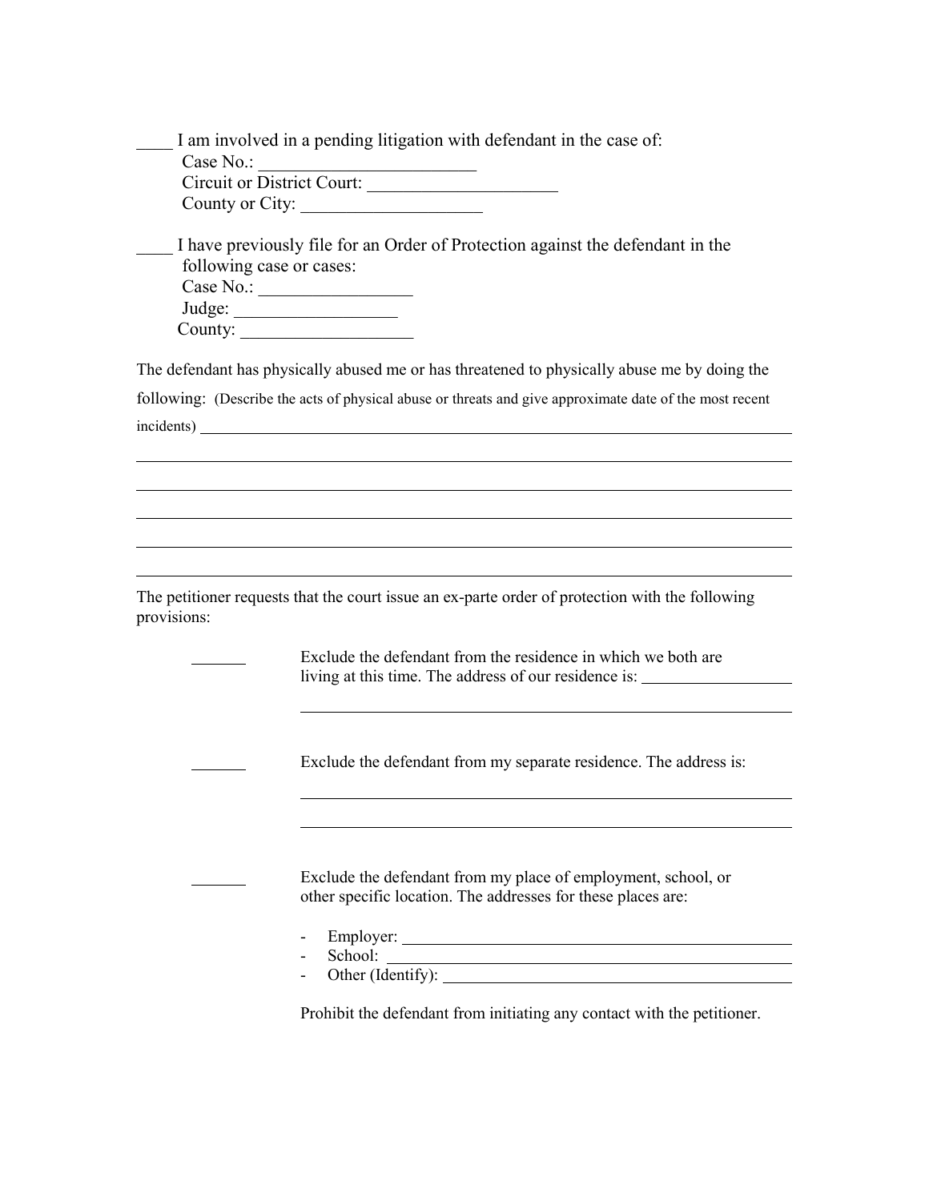____ I am involved in a pending litigation with defendant in the case of:
Case No.: ________________________
Circuit or District Court: _____________________
County or City: ____________________

____ I have previously file for an Order of Protection against the defendant in the following case or cases:
Case No.: _________________
Judge: __________________
County: ___________________

The defendant has physically abused me or has threatened to physically abuse me by doing the following: (Describe the acts of physical abuse or threats and give approximate date of the most recent incidents) ____________________________________________________________

____________________________________________________________________________

____________________________________________________________________________

____________________________________________________________________________

____________________________________________________________________________

____________________________________________________________________________

The petitioner requests that the court issue an ex-parte order of protection with the following provisions:

_______ Exclude the defendant from the residence in which we both are living at this time. The address of our residence is: __________________

____________________________________________________________

_______ Exclude the defendant from my separate residence. The address is:

____________________________________________________________

____________________________________________________________

_______ Exclude the defendant from my place of employment, school, or other specific location. The addresses for these places are:

- Employer: ______________________________________________
- School: ________________________________________________
- Other (Identify): ________________________________________

Prohibit the defendant from initiating any contact with the petitioner.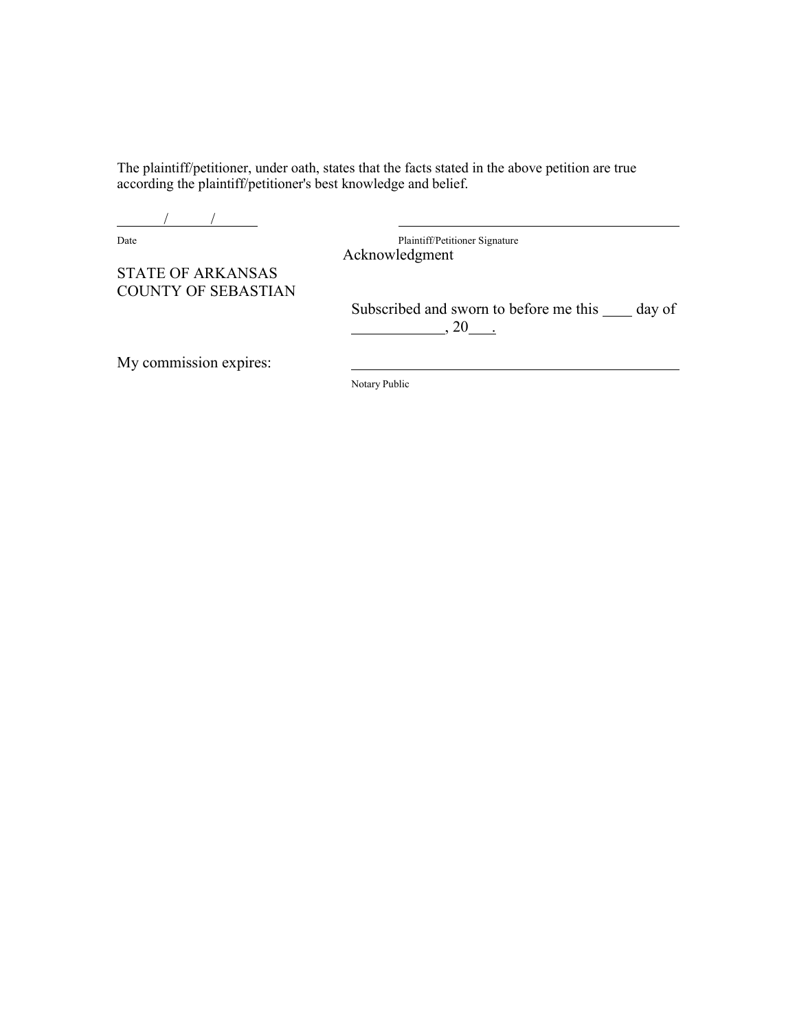The plaintiff/petitioner, under oath, states that the facts stated in the above petition are true according the plaintiff/petitioner's best knowledge and belief.

_____/_____/_____ &nbsp;&nbsp;&nbsp;&nbsp;&nbsp;&nbsp;&nbsp;&nbsp;&nbsp;&nbsp;&nbsp;&nbsp;&nbsp;&nbsp;&nbsp;&nbsp;&nbsp;&nbsp;&nbsp;&nbsp; ______________________________

Date &nbsp;&nbsp;&nbsp;&nbsp;&nbsp;&nbsp;&nbsp;&nbsp;&nbsp;&nbsp;&nbsp;&nbsp;&nbsp;&nbsp;&nbsp;&nbsp;&nbsp;&nbsp;&nbsp;&nbsp;&nbsp;&nbsp;&nbsp;&nbsp;&nbsp;&nbsp;&nbsp;&nbsp;&nbsp;&nbsp; Plaintiff/Petitioner Signature

Acknowledgment

STATE OF ARKANSAS
COUNTY OF SEBASTIAN

Subscribed and sworn to before me this ____ day of __________, 20___.

My commission expires:

______________________________

Notary Public